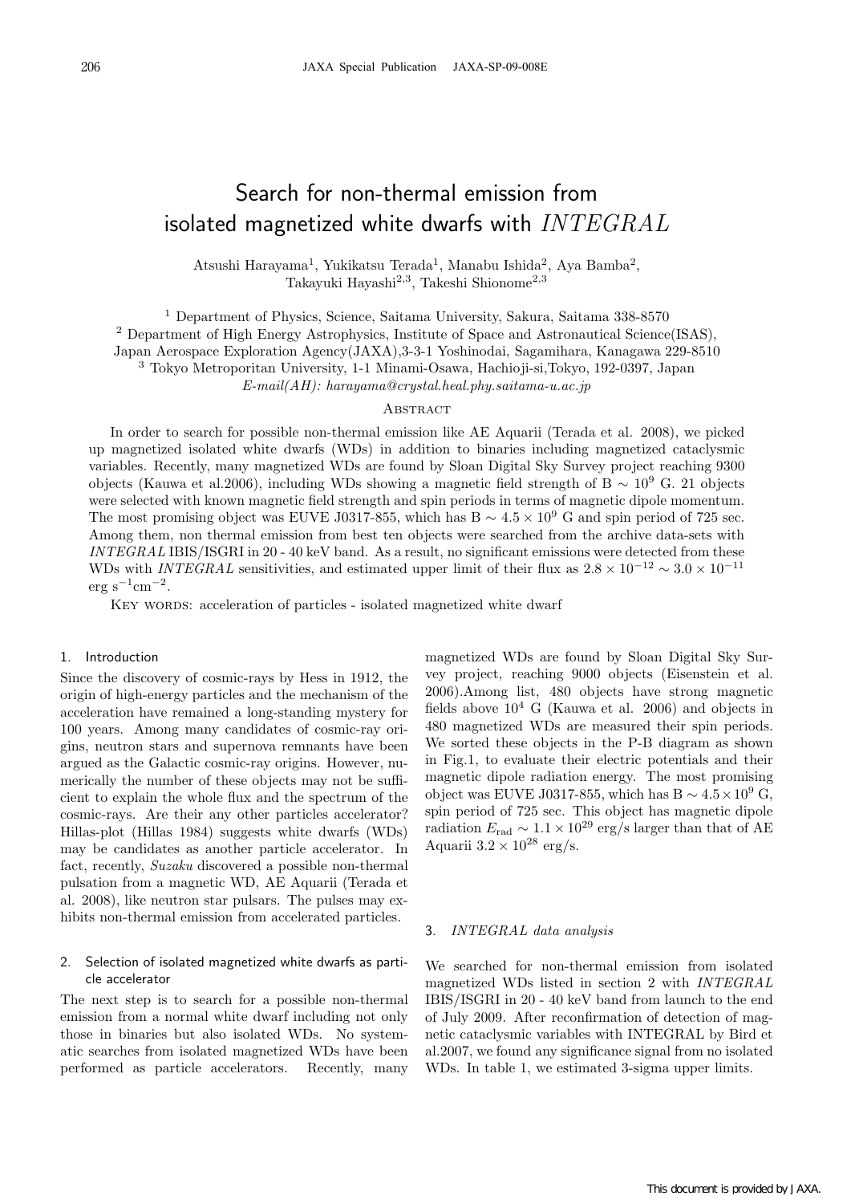# Search for non-thermal emission from isolated magnetized white dwarfs with *INTEGRAL*

Atsushi Harayama[1], Yukikatsu Terada[1], Manabu Ishida[2], Aya Bamba[2], Takayuki Hayashi[2,3], Takeshi Shionome[2,3]

[1] Department of Physics, Science, Saitama University, Sakura, Saitama 338-8570
[2] Department of High Energy Astrophysics, Institute of Space and Astronautical Science(ISAS), Japan Aerospace Exploration Agency(JAXA),3-3-1 Yoshinodai, Sagamihara, Kanagawa 229-8510
[3] Tokyo Metroporitan University, 1-1 Minami-Osawa, Hachioji-si,Tokyo, 192-0397, Japan
*E-mail(AH): harayama@crystal.heal.phy.saitama-u.ac.jp*

## Abstract

In order to search for possible non-thermal emission like AE Aquarii (Terada et al. 2008), we picked up magnetized isolated white dwarfs (WDs) in addition to binaries including magnetized cataclysmic variables. Recently, many magnetized WDs are found by Sloan Digital Sky Survey project reaching 9300 objects (Kauwa et al.2006), including WDs showing a magnetic field strength of B $\sim 10^9$ G. 21 objects were selected with known magnetic field strength and spin periods in terms of magnetic dipole momentum. The most promising object was EUVE J0317-855, which has B $\sim 4.5 \times 10^9$ G and spin period of 725 sec. Among them, non thermal emission from best ten objects were searched from the archive data-sets with *INTEGRAL* IBIS/ISGRI in 20 - 40 keV band. As a result, no significant emissions were detected from these WDs with *INTEGRAL* sensitivities, and estimated upper limit of their flux as $2.8 \times 10^{-12} \sim 3.0 \times 10^{-11}$ erg s$^{-1}$cm$^{-2}$.

Key words: acceleration of particles - isolated magnetized white dwarf

## 1. Introduction

Since the discovery of cosmic-rays by Hess in 1912, the origin of high-energy particles and the mechanism of the acceleration have remained a long-standing mystery for 100 years. Among many candidates of cosmic-ray origins, neutron stars and supernova remnants have been argued as the Galactic cosmic-ray origins. However, numerically the number of these objects may not be sufficient to explain the whole flux and the spectrum of the cosmic-rays. Are their any other particles accelerator? Hillas-plot (Hillas 1984) suggests white dwarfs (WDs) may be candidates as another particle accelerator. In fact, recently, *Suzaku* discovered a possible non-thermal pulsation from a magnetic WD, AE Aquarii (Terada et al. 2008), like neutron star pulsars. The pulses may exhibits non-thermal emission from accelerated particles.

## 2. Selection of isolated magnetized white dwarfs as particle accelerator

The next step is to search for a possible non-thermal emission from a normal white dwarf including not only those in binaries but also isolated WDs. No systematic searches from isolated magnetized WDs have been performed as particle accelerators. Recently, many magnetized WDs are found by Sloan Digital Sky Survey project, reaching 9000 objects (Eisenstein et al. 2006).Among list, 480 objects have strong magnetic fields above $10^4$ G (Kauwa et al. 2006) and objects in 480 magnetized WDs are measured their spin periods. We sorted these objects in the P-B diagram as shown in Fig.1, to evaluate their electric potentials and their magnetic dipole radiation energy. The most promising object was EUVE J0317-855, which has B $\sim 4.5 \times 10^9$ G, spin period of 725 sec. This object has magnetic dipole radiation $E_{\rm rad} \sim 1.1 \times 10^{29}$ erg/s larger than that of AE Aquarii $3.2 \times 10^{28}$ erg/s.

## 3. *INTEGRAL data analysis*

We searched for non-thermal emission from isolated magnetized WDs listed in section 2 with *INTEGRAL* IBIS/ISGRI in 20 - 40 keV band from launch to the end of July 2009. After reconfirmation of detection of magnetic cataclysmic variables with INTEGRAL by Bird et al.2007, we found any significance signal from no isolated WDs. In table 1, we estimated 3-sigma upper limits.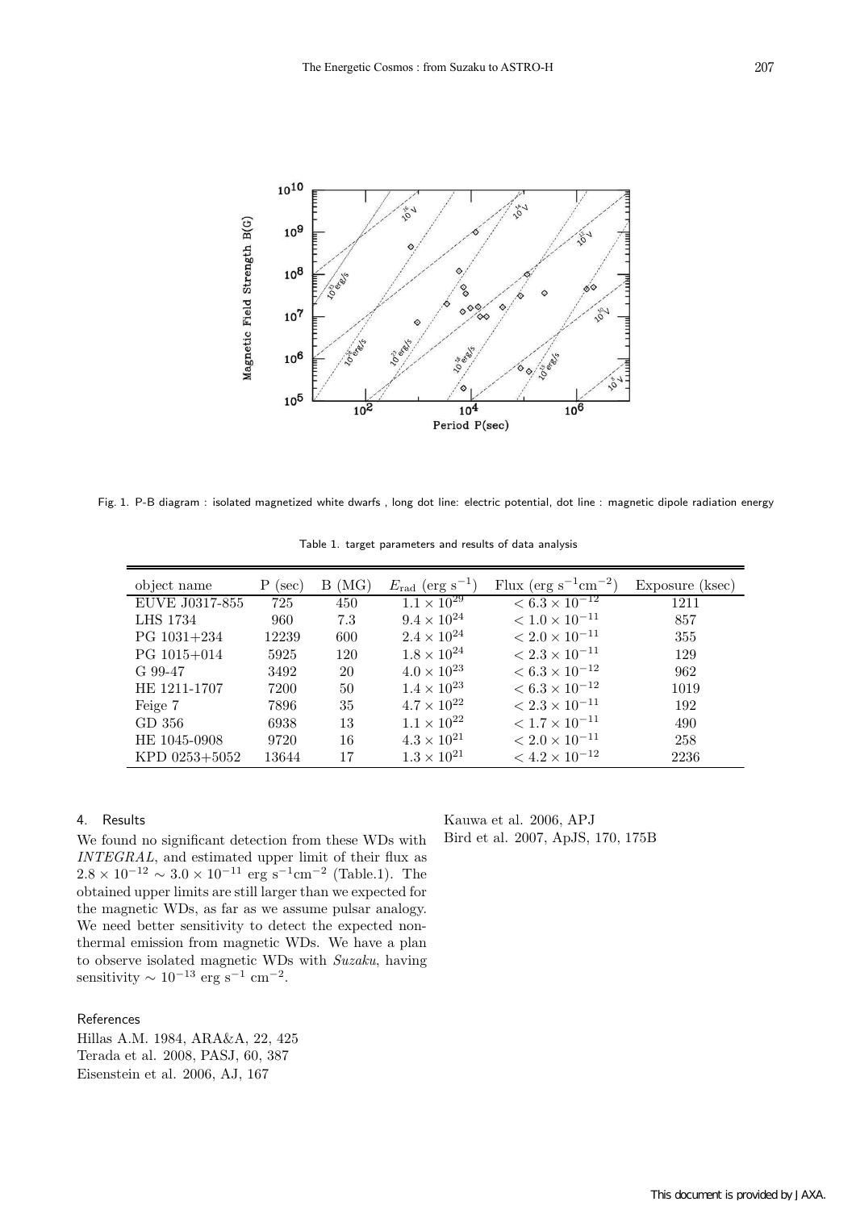Magnetic Field Strength B(G)

$10^{10}$

$10^{9}$

$10^{8}$

$10^{7}$

$10^{6}$

$10^{5}$

$10^{2}$

$10^{4}$

$10^{6}$

Period P(sec)

$10^{16}$V

$10^{14}$V

$10^{12}$V

$10^{10}$V

$10^{8}$V

$10^{33}$erg/s

$10^{28}$erg/s

$10^{23}$erg/s

$10^{18}$erg/s

$10^{13}$erg/s

Fig. 1. P-B diagram : isolated magnetized white dwarfs , long dot line: electric potential, dot line : magnetic dipole radiation energy

Table 1. target parameters and results of data analysis

| object name | P (sec) | B (MG) | $E_{\rm rad}$ (erg s$^{-1}$) | Flux (erg s$^{-1}$cm$^{-2}$) | Exposure (ksec) |
|---|---|---|---|---|---|
| EUVE J0317-855 | 725 | 450 | $1.1 \times 10^{29}$ | $< 6.3 \times 10^{-12}$ | 1211 |
| LHS 1734 | 960 | 7.3 | $9.4 \times 10^{24}$ | $< 1.0 \times 10^{-11}$ | 857 |
| PG 1031+234 | 12239 | 600 | $2.4 \times 10^{24}$ | $< 2.0 \times 10^{-11}$ | 355 |
| PG 1015+014 | 5925 | 120 | $1.8 \times 10^{24}$ | $< 2.3 \times 10^{-11}$ | 129 |
| G 99-47 | 3492 | 20 | $4.0 \times 10^{23}$ | $< 6.3 \times 10^{-12}$ | 962 |
| HE 1211-1707 | 7200 | 50 | $1.4 \times 10^{23}$ | $< 6.3 \times 10^{-12}$ | 1019 |
| Feige 7 | 7896 | 35 | $4.7 \times 10^{22}$ | $< 2.3 \times 10^{-11}$ | 192 |
| GD 356 | 6938 | 13 | $1.1 \times 10^{22}$ | $< 1.7 \times 10^{-11}$ | 490 |
| HE 1045-0908 | 9720 | 16 | $4.3 \times 10^{21}$ | $< 2.0 \times 10^{-11}$ | 258 |
| KPD 0253+5052 | 13644 | 17 | $1.3 \times 10^{21}$ | $< 4.2 \times 10^{-12}$ | 2236 |

## 4. Results

We found no significant detection from these WDs with *INTEGRAL*, and estimated upper limit of their flux as $2.8 \times 10^{-12} \sim 3.0 \times 10^{-11}$ erg s$^{-1}$cm$^{-2}$ (Table.1). The obtained upper limits are still larger than we expected for the magnetic WDs, as far as we assume pulsar analogy. We need better sensitivity to detect the expected non-thermal emission from magnetic WDs. We have a plan to observe isolated magnetic WDs with *Suzaku*, having sensitivity $\sim 10^{-13}$ erg s$^{-1}$ cm$^{-2}$.

## References

Hillas A.M. 1984, ARA&A, 22, 425
Terada et al. 2008, PASJ, 60, 387
Eisenstein et al. 2006, AJ, 167
Kauwa et al. 2006, APJ
Bird et al. 2007, ApJS, 170, 175B